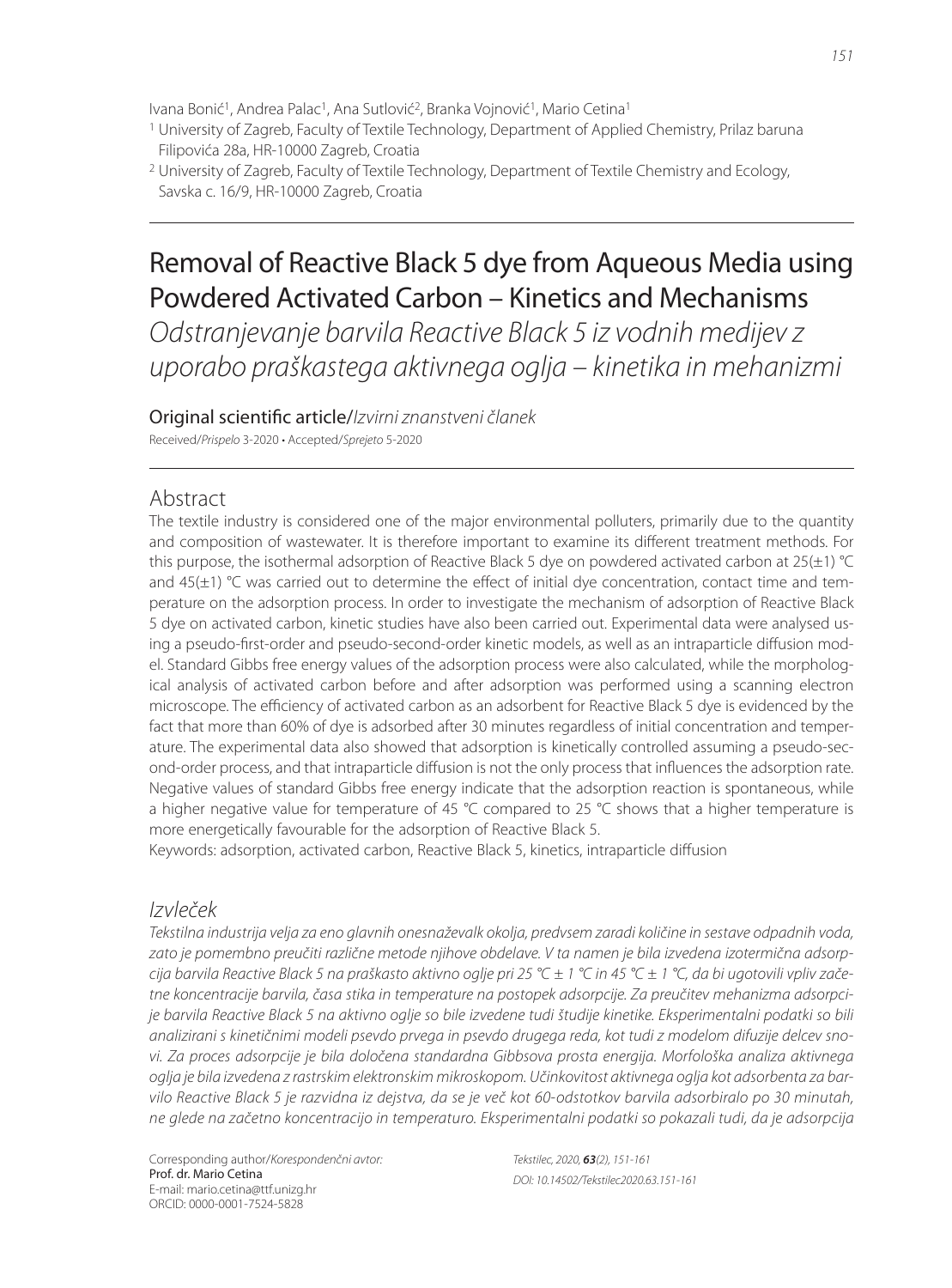Ivana Bonić[1], Andrea Palac[1], Ana Sutlović[2], Branka Vojnović[1], Mario Cetina[1]

[1] University of Zagreb, Faculty of Textile Technology, Department of Applied Chemistry, Prilaz baruna Filipovića 28a, HR-10000 Zagreb, Croatia

[2] University of Zagreb, Faculty of Textile Technology, Department of Textile Chemistry and Ecology, Savska c. 16/9, HR-10000 Zagreb, Croatia

# Removal of Reactive Black 5 dye from Aqueous Media using Powdered Activated Carbon – Kinetics and Mechanisms

*Odstranjevanje barvila Reactive Black 5 iz vodnih medijev z uporabo praškastega aktivnega oglja – kinetika in mehanizmi*

Original scientific article/*Izvirni znanstveni članek*

Received/*Prispelo* 3-2020 • Accepted/*Sprejeto* 5-2020

## Abstract

The textile industry is considered one of the major environmental polluters, primarily due to the quantity and composition of wastewater. It is therefore important to examine its different treatment methods. For this purpose, the isothermal adsorption of Reactive Black 5 dye on powdered activated carbon at 25(±1) °C and 45(±1) °C was carried out to determine the effect of initial dye concentration, contact time and temperature on the adsorption process. In order to investigate the mechanism of adsorption of Reactive Black 5 dye on activated carbon, kinetic studies have also been carried out. Experimental data were analysed using a pseudo-first-order and pseudo-second-order kinetic models, as well as an intraparticle diffusion model. Standard Gibbs free energy values of the adsorption process were also calculated, while the morphological analysis of activated carbon before and after adsorption was performed using a scanning electron microscope. The efficiency of activated carbon as an adsorbent for Reactive Black 5 dye is evidenced by the fact that more than 60% of dye is adsorbed after 30 minutes regardless of initial concentration and temperature. The experimental data also showed that adsorption is kinetically controlled assuming a pseudo-second-order process, and that intraparticle diffusion is not the only process that influences the adsorption rate. Negative values of standard Gibbs free energy indicate that the adsorption reaction is spontaneous, while a higher negative value for temperature of 45 °C compared to 25 °C shows that a higher temperature is more energetically favourable for the adsorption of Reactive Black 5.

Keywords: adsorption, activated carbon, Reactive Black 5, kinetics, intraparticle diffusion

## *Izvleček*

*Tekstilna industrija velja za eno glavnih onesnaževalk okolja, predvsem zaradi količine in sestave odpadnih voda, zato je pomembno preučiti različne metode njihove obdelave. V ta namen je bila izvedena izotermična adsorpcija barvila Reactive Black 5 na praškasto aktivno oglje pri 25 °C ± 1 °C in 45 °C ± 1 °C, da bi ugotovili vpliv začetne koncentracije barvila, časa stika in temperature na postopek adsorpcije. Za preučitev mehanizma adsorpcije barvila Reactive Black 5 na aktivno oglje so bile izvedene tudi študije kinetike. Eksperimentalni podatki so bili analizirani s kinetičnimi modeli psevdo prvega in psevdo drugega reda, kot tudi z modelom difuzije delcev snovi. Za proces adsorpcije je bila določena standardna Gibbsova prosta energija. Morfološka analiza aktivnega oglja je bila izvedena z rastrskim elektronskim mikroskopom. Učinkovitost aktivnega oglja kot adsorbenta za barvilo Reactive Black 5 je razvidna iz dejstva, da se je več kot 60-odstotkov barvila adsorbiralo po 30 minutah, ne glede na začetno koncentracijo in temperaturo. Eksperimentalni podatki so pokazali tudi, da je adsorpcija*

Corresponding author/*Korespondenčni avtor:*
Prof. dr. Mario Cetina
E-mail: mario.cetina@ttf.unizg.hr
ORCID: 0000-0001-7524-5828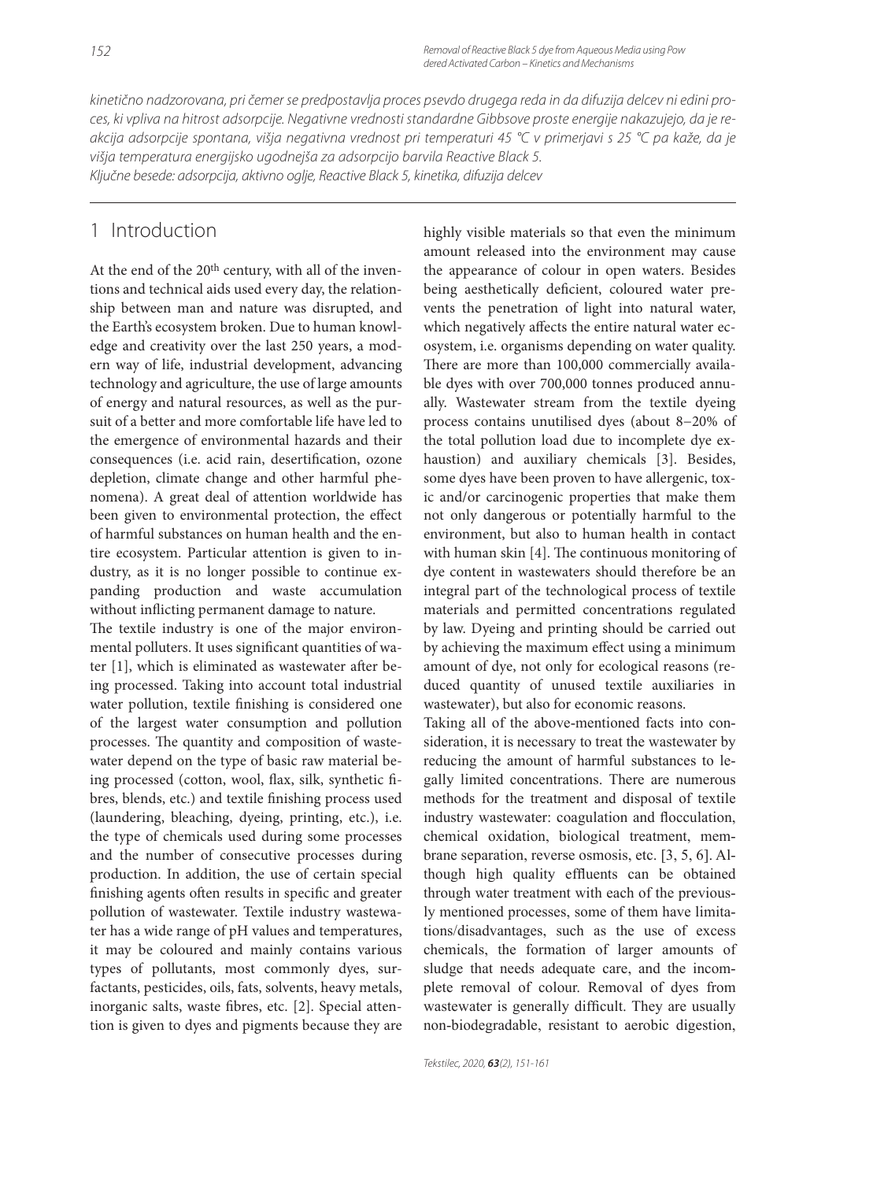*kinetično nadzorovana, pri čemer se predpostavlja proces psevdo drugega reda in da difuzija delcev ni edini proces, ki vpliva na hitrost adsorpcije. Negativne vrednosti standardne Gibbsove proste energije nakazujejo, da je reakcija adsorpcije spontana, višja negativna vrednost pri temperaturi 45 °C v primerjavi s 25 °C pa kaže, da je višja temperatura energijsko ugodnejša za adsorpcijo barvila Reactive Black 5.*
*Ključne besede: adsorpcija, aktivno oglje, Reactive Black 5, kinetika, difuzija delcev*

---

## 1 Introduction

At the end of the 20th century, with all of the inventions and technical aids used every day, the relationship between man and nature was disrupted, and the Earth's ecosystem broken. Due to human knowledge and creativity over the last 250 years, a modern way of life, industrial development, advancing technology and agriculture, the use of large amounts of energy and natural resources, as well as the pursuit of a better and more comfortable life have led to the emergence of environmental hazards and their consequences (i.e. acid rain, desertification, ozone depletion, climate change and other harmful phenomena). A great deal of attention worldwide has been given to environmental protection, the effect of harmful substances on human health and the entire ecosystem. Particular attention is given to industry, as it is no longer possible to continue expanding production and waste accumulation without inflicting permanent damage to nature.

The textile industry is one of the major environmental polluters. It uses significant quantities of water [1], which is eliminated as wastewater after being processed. Taking into account total industrial water pollution, textile finishing is considered one of the largest water consumption and pollution processes. The quantity and composition of wastewater depend on the type of basic raw material being processed (cotton, wool, flax, silk, synthetic fibres, blends, etc.) and textile finishing process used (laundering, bleaching, dyeing, printing, etc.), i.e. the type of chemicals used during some processes and the number of consecutive processes during production. In addition, the use of certain special finishing agents often results in specific and greater pollution of wastewater. Textile industry wastewater has a wide range of pH values and temperatures, it may be coloured and mainly contains various types of pollutants, most commonly dyes, surfactants, pesticides, oils, fats, solvents, heavy metals, inorganic salts, waste fibres, etc. [2]. Special attention is given to dyes and pigments because they are highly visible materials so that even the minimum amount released into the environment may cause the appearance of colour in open waters. Besides being aesthetically deficient, coloured water prevents the penetration of light into natural water, which negatively affects the entire natural water ecosystem, i.e. organisms depending on water quality. There are more than 100,000 commercially available dyes with over 700,000 tonnes produced annually. Wastewater stream from the textile dyeing process contains unutilised dyes (about 8−20% of the total pollution load due to incomplete dye exhaustion) and auxiliary chemicals [3]. Besides, some dyes have been proven to have allergenic, toxic and/or carcinogenic properties that make them not only dangerous or potentially harmful to the environment, but also to human health in contact with human skin [4]. The continuous monitoring of dye content in wastewaters should therefore be an integral part of the technological process of textile materials and permitted concentrations regulated by law. Dyeing and printing should be carried out by achieving the maximum effect using a minimum amount of dye, not only for ecological reasons (reduced quantity of unused textile auxiliaries in wastewater), but also for economic reasons.

Taking all of the above-mentioned facts into consideration, it is necessary to treat the wastewater by reducing the amount of harmful substances to legally limited concentrations. There are numerous methods for the treatment and disposal of textile industry wastewater: coagulation and flocculation, chemical oxidation, biological treatment, membrane separation, reverse osmosis, etc. [3, 5, 6]. Although high quality effluents can be obtained through water treatment with each of the previously mentioned processes, some of them have limitations/disadvantages, such as the use of excess chemicals, the formation of larger amounts of sludge that needs adequate care, and the incomplete removal of colour. Removal of dyes from wastewater is generally difficult. They are usually non-biodegradable, resistant to aerobic digestion,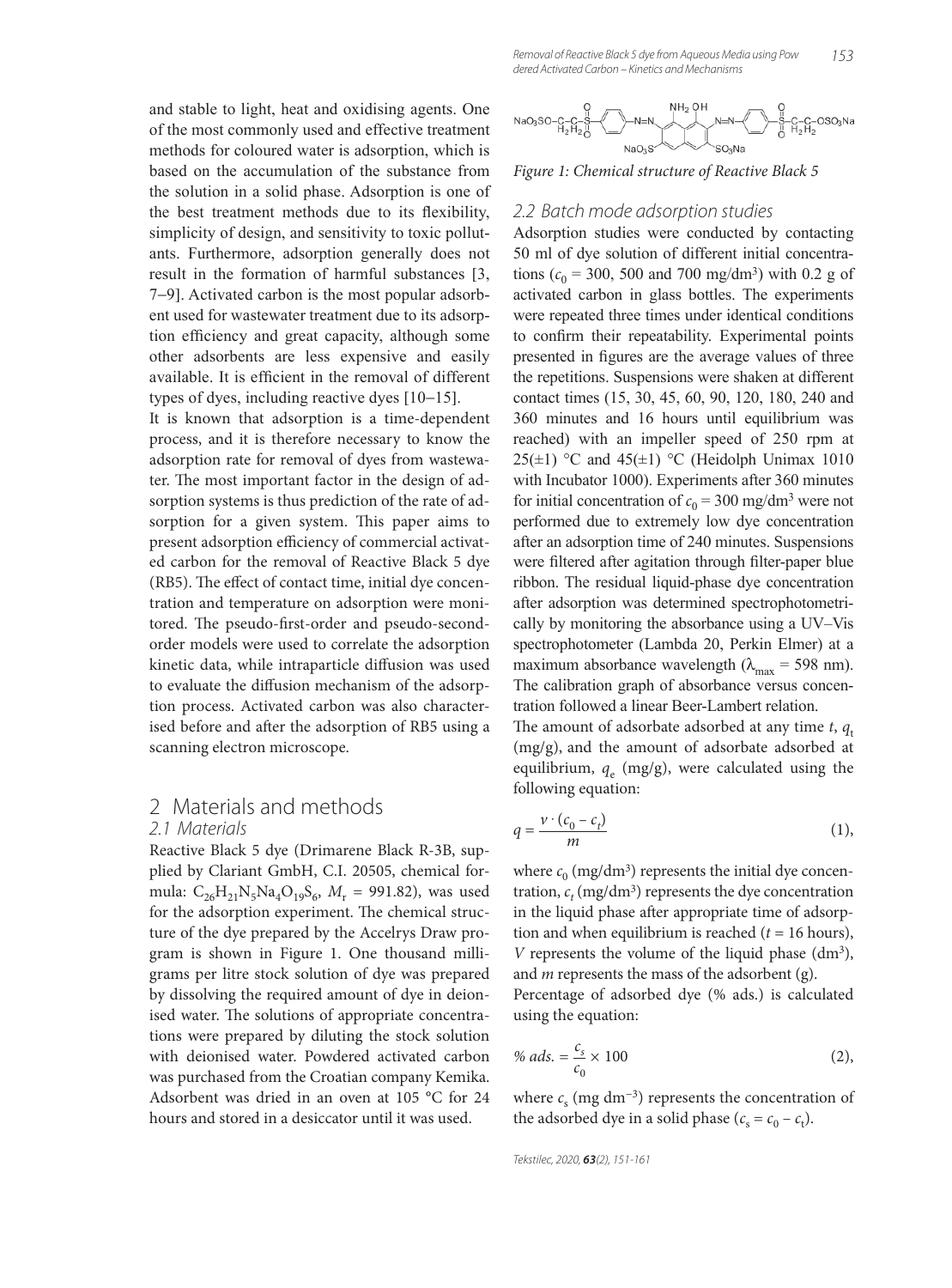and stable to light, heat and oxidising agents. One of the most commonly used and effective treatment methods for coloured water is adsorption, which is based on the accumulation of the substance from the solution in a solid phase. Adsorption is one of the best treatment methods due to its flexibility, simplicity of design, and sensitivity to toxic pollutants. Furthermore, adsorption generally does not result in the formation of harmful substances [3, 7–9]. Activated carbon is the most popular adsorbent used for wastewater treatment due to its adsorption efficiency and great capacity, although some other adsorbents are less expensive and easily available. It is efficient in the removal of different types of dyes, including reactive dyes [10–15].

It is known that adsorption is a time-dependent process, and it is therefore necessary to know the adsorption rate for removal of dyes from wastewater. The most important factor in the design of adsorption systems is thus prediction of the rate of adsorption for a given system. This paper aims to present adsorption efficiency of commercial activated carbon for the removal of Reactive Black 5 dye (RB5). The effect of contact time, initial dye concentration and temperature on adsorption were monitored. The pseudo-first-order and pseudo-second-order models were used to correlate the adsorption kinetic data, while intraparticle diffusion was used to evaluate the diffusion mechanism of the adsorption process. Activated carbon was also characterised before and after the adsorption of RB5 using a scanning electron microscope.

## 2 Materials and methods

### 2.1 Materials

Reactive Black 5 dye (Drimarene Black R-3B, supplied by Clariant GmbH, C.I. 20505, chemical formula: $C_{26}H_{21}N_5Na_4O_{19}S_6$, $M_r$ = 991.82), was used for the adsorption experiment. The chemical structure of the dye prepared by the Accelrys Draw program is shown in Figure 1. One thousand milligrams per litre stock solution of dye was prepared by dissolving the required amount of dye in deionised water. The solutions of appropriate concentrations were prepared by diluting the stock solution with deionised water. Powdered activated carbon was purchased from the Croatian company Kemika. Adsorbent was dried in an oven at 105 °C for 24 hours and stored in a desiccator until it was used.

*Figure 1: Chemical structure of Reactive Black 5*

### 2.2 Batch mode adsorption studies

Adsorption studies were conducted by contacting 50 ml of dye solution of different initial concentrations ($c_0$ = 300, 500 and 700 mg/dm³) with 0.2 g of activated carbon in glass bottles. The experiments were repeated three times under identical conditions to confirm their repeatability. Experimental points presented in figures are the average values of three the repetitions. Suspensions were shaken at different contact times (15, 30, 45, 60, 90, 120, 180, 240 and 360 minutes and 16 hours until equilibrium was reached) with an impeller speed of 250 rpm at 25(±1) °C and 45(±1) °C (Heidolph Unimax 1010 with Incubator 1000). Experiments after 360 minutes for initial concentration of $c_0$ = 300 mg/dm³ were not performed due to extremely low dye concentration after an adsorption time of 240 minutes. Suspensions were filtered after agitation through filter-paper blue ribbon. The residual liquid-phase dye concentration after adsorption was determined spectrophotometrically by monitoring the absorbance using a UV–Vis spectrophotometer (Lambda 20, Perkin Elmer) at a maximum absorbance wavelength ($\lambda_{max}$ = 598 nm). The calibration graph of absorbance versus concentration followed a linear Beer-Lambert relation.

The amount of adsorbate adsorbed at any time $t$, $q_t$ (mg/g), and the amount of adsorbate adsorbed at equilibrium, $q_e$ (mg/g), were calculated using the following equation:

$$q = \frac{v \cdot (c_0 - c_t)}{m} \tag{1}$$

where $c_0$ (mg/dm³) represents the initial dye concentration, $c_t$ (mg/dm³) represents the dye concentration in the liquid phase after appropriate time of adsorption and when equilibrium is reached ($t$ = 16 hours), $V$ represents the volume of the liquid phase (dm³), and $m$ represents the mass of the adsorbent (g).

Percentage of adsorbed dye (% ads.) is calculated using the equation:

$$\%\ ads. = \frac{c_s}{c_0} \times 100 \tag{2}$$

where $c_s$ (mg dm⁻³) represents the concentration of the adsorbed dye in a solid phase ($c_s = c_0 - c_t$).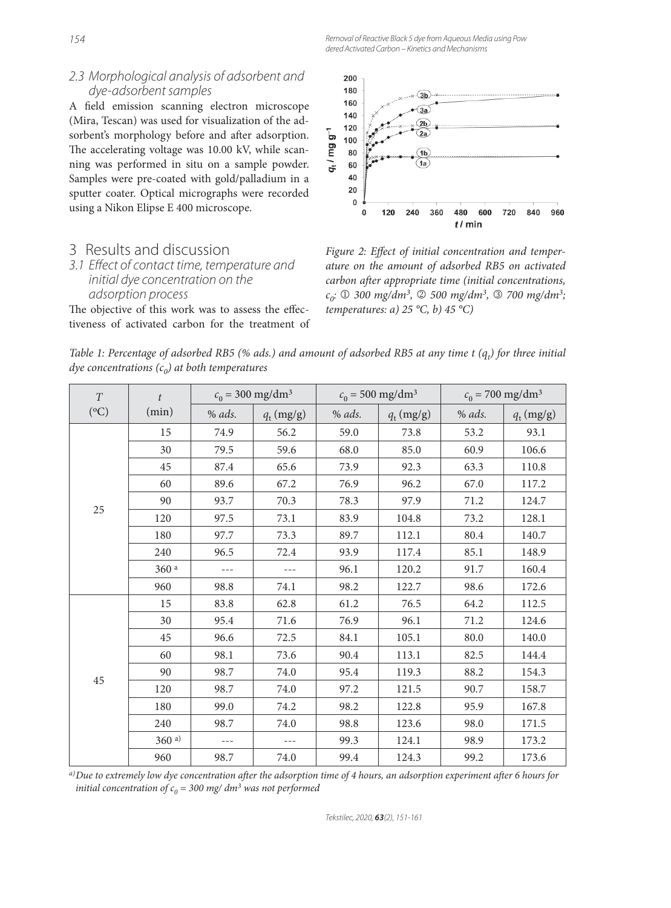### 2.3 Morphological analysis of adsorbent and dye-adsorbent samples

A field emission scanning electron microscope (Mira, Tescan) was used for visualization of the adsorbent's morphology before and after adsorption. The accelerating voltage was 10.00 kV, while scanning was performed in situ on a sample powder. Samples were pre-coated with gold/palladium in a sputter coater. Optical micrographs were recorded using a Nikon Elipse E 400 microscope.

## 3 Results and discussion

### 3.1 Effect of contact time, temperature and initial dye concentration on the adsorption process

The objective of this work was to assess the effectiveness of activated carbon for the treatment of

*Figure 2: Effect of initial concentration and temperature on the amount of adsorbed RB5 on activated carbon after appropriate time (initial concentrations, $c_0$: ① 300 mg/dm$^3$, ② 500 mg/dm$^3$, ③ 700 mg/dm$^3$; temperatures: a) 25 °C, b) 45 °C)*

*Table 1: Percentage of adsorbed RB5 (% ads.) and amount of adsorbed RB5 at any time t ($q_t$) for three initial dye concentrations ($c_0$) at both temperatures*

| $T$ (°C) | $t$ (min) | $c_0$ = 300 mg/dm$^3$ | | $c_0$ = 500 mg/dm$^3$ | | $c_0$ = 700 mg/dm$^3$ | |
|---|---|---|---|---|---|---|---|
| | | % ads. | $q_t$ (mg/g) | % ads. | $q_t$ (mg/g) | % ads. | $q_t$ (mg/g) |
| 25 | 15 | 74.9 | 56.2 | 59.0 | 73.8 | 53.2 | 93.1 |
| | 30 | 79.5 | 59.6 | 68.0 | 85.0 | 60.9 | 106.6 |
| | 45 | 87.4 | 65.6 | 73.9 | 92.3 | 63.3 | 110.8 |
| | 60 | 89.6 | 67.2 | 76.9 | 96.2 | 67.0 | 117.2 |
| | 90 | 93.7 | 70.3 | 78.3 | 97.9 | 71.2 | 124.7 |
| | 120 | 97.5 | 73.1 | 83.9 | 104.8 | 73.2 | 128.1 |
| | 180 | 97.7 | 73.3 | 89.7 | 112.1 | 80.4 | 140.7 |
| | 240 | 96.5 | 72.4 | 93.9 | 117.4 | 85.1 | 148.9 |
| | 360 [a] | --- | --- | 96.1 | 120.2 | 91.7 | 160.4 |
| | 960 | 98.8 | 74.1 | 98.2 | 122.7 | 98.6 | 172.6 |
| 45 | 15 | 83.8 | 62.8 | 61.2 | 76.5 | 64.2 | 112.5 |
| | 30 | 95.4 | 71.6 | 76.9 | 96.1 | 71.2 | 124.6 |
| | 45 | 96.6 | 72.5 | 84.1 | 105.1 | 80.0 | 140.0 |
| | 60 | 98.1 | 73.6 | 90.4 | 113.1 | 82.5 | 144.4 |
| | 90 | 98.7 | 74.0 | 95.4 | 119.3 | 88.2 | 154.3 |
| | 120 | 98.7 | 74.0 | 97.2 | 121.5 | 90.7 | 158.7 |
| | 180 | 99.0 | 74.2 | 98.2 | 122.8 | 95.9 | 167.8 |
| | 240 | 98.7 | 74.0 | 98.8 | 123.6 | 98.0 | 171.5 |
| | 360 [a)] | --- | --- | 99.3 | 124.1 | 98.9 | 173.2 |
| | 960 | 98.7 | 74.0 | 99.4 | 124.3 | 99.2 | 173.6 |

[a)] *Due to extremely low dye concentration after the adsorption time of 4 hours, an adsorption experiment after 6 hours for initial concentration of $c_0$ = 300 mg/ dm$^3$ was not performed*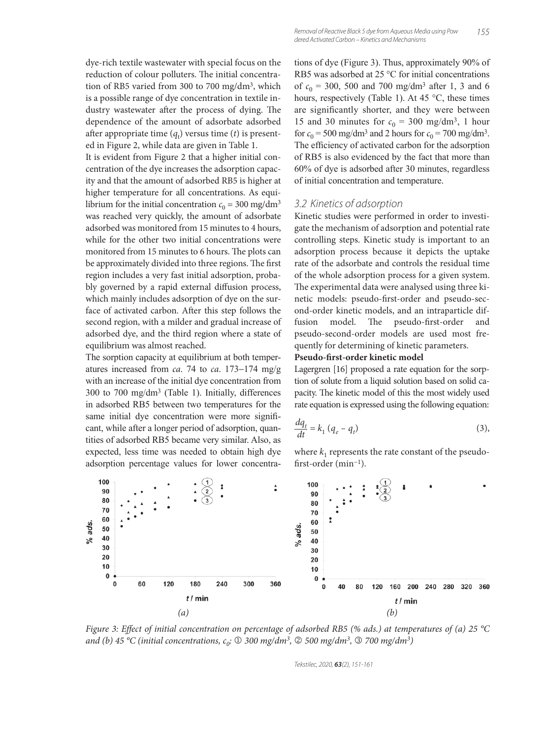dye-rich textile wastewater with special focus on the reduction of colour polluters. The initial concentration of RB5 varied from 300 to 700 mg/dm$^3$, which is a possible range of dye concentration in textile industry wastewater after the process of dying. The dependence of the amount of adsorbate adsorbed after appropriate time ($q_t$) versus time ($t$) is presented in Figure 2, while data are given in Table 1.

It is evident from Figure 2 that a higher initial concentration of the dye increases the adsorption capacity and that the amount of adsorbed RB5 is higher at higher temperature for all concentrations. As equilibrium for the initial concentration $c_0$ = 300 mg/dm$^3$ was reached very quickly, the amount of adsorbate adsorbed was monitored from 15 minutes to 4 hours, while for the other two initial concentrations were monitored from 15 minutes to 6 hours. The plots can be approximately divided into three regions. The first region includes a very fast initial adsorption, probably governed by a rapid external diffusion process, which mainly includes adsorption of dye on the surface of activated carbon. After this step follows the second region, with a milder and gradual increase of adsorbed dye, and the third region where a state of equilibrium was almost reached.

The sorption capacity at equilibrium at both temperatures increased from *ca*. 74 to *ca*. 173–174 mg/g with an increase of the initial dye concentration from 300 to 700 mg/dm$^3$ (Table 1). Initially, differences in adsorbed RB5 between two temperatures for the same initial dye concentration were more significant, while after a longer period of adsorption, quantities of adsorbed RB5 became very similar. Also, as expected, less time was needed to obtain high dye adsorption percentage values for lower concentrations of dye (Figure 3). Thus, approximately 90% of RB5 was adsorbed at 25 °C for initial concentrations of $c_0$ = 300, 500 and 700 mg/dm$^3$ after 1, 3 and 6 hours, respectively (Table 1). At 45 °C, these times are significantly shorter, and they were between 15 and 30 minutes for $c_0$ = 300 mg/dm$^3$, 1 hour for $c_0$ = 500 mg/dm$^3$ and 2 hours for $c_0$ = 700 mg/dm$^3$. The efficiency of activated carbon for the adsorption of RB5 is also evidenced by the fact that more than 60% of dye is adsorbed after 30 minutes, regardless of initial concentration and temperature.

### 3.2 Kinetics of adsorption

Kinetic studies were performed in order to investigate the mechanism of adsorption and potential rate controlling steps. Kinetic study is important to an adsorption process because it depicts the uptake rate of the adsorbate and controls the residual time of the whole adsorption process for a given system. The experimental data were analysed using three kinetic models: pseudo-first-order and pseudo-second-order kinetic models, and an intraparticle diffusion model. The pseudo-first-order and pseudo-second-order models are used most frequently for determining of kinetic parameters.

**Pseudo-first-order kinetic model**

Lagergren [16] proposed a rate equation for the sorption of solute from a liquid solution based on solid capacity. The kinetic model of this the most widely used rate equation is expressed using the following equation:

$$\frac{dq_t}{dt} = k_1 \, (q_e - q_t) \tag{3},$$

where $k_1$ represents the rate constant of the pseudo-first-order (min$^{-1}$).

*Figure 3: Effect of initial concentration on percentage of adsorbed RB5 (% ads.) at temperatures of (a) 25 °C and (b) 45 °C (initial concentrations, $c_0$: ① 300 mg/dm$^3$, ② 500 mg/dm$^3$, ③ 700 mg/dm$^3$)*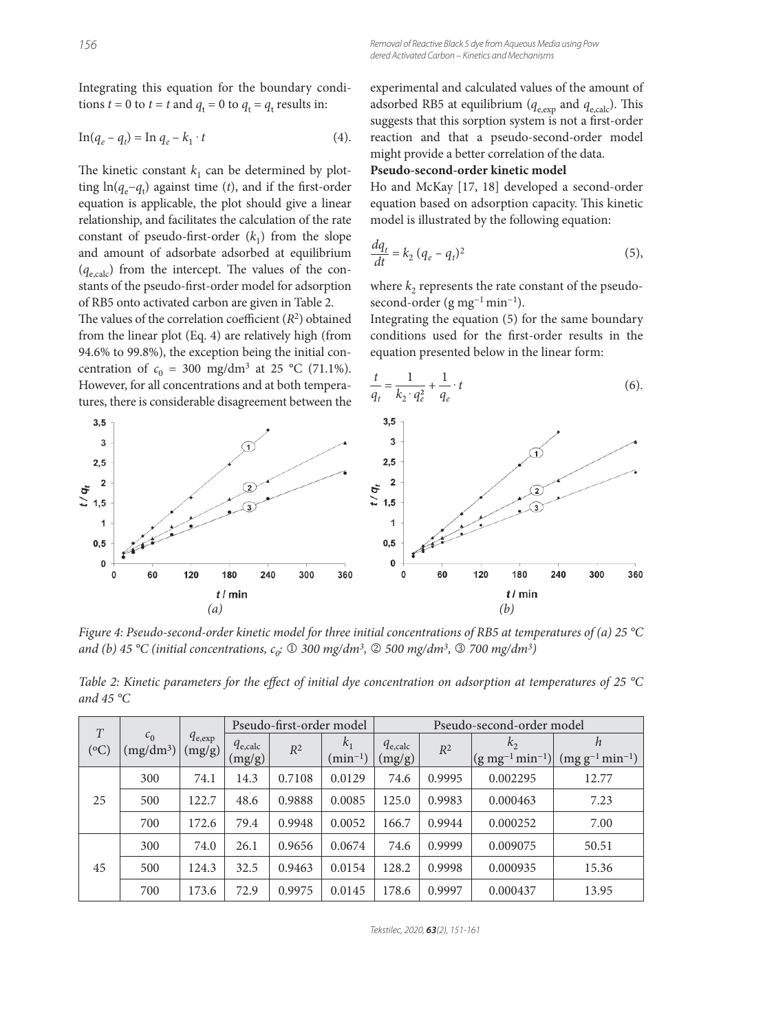Integrating this equation for the boundary conditions $t = 0$ to $t = t$ and $q_t = 0$ to $q_t = q_t$ results in:

$$\ln(q_e - q_t) = \ln q_e - k_1 \cdot t \qquad (4).$$

The kinetic constant $k_1$ can be determined by plotting $\ln(q_e - q_t)$ against time ($t$), and if the first-order equation is applicable, the plot should give a linear relationship, and facilitates the calculation of the rate constant of pseudo-first-order ($k_1$) from the slope and amount of adsorbate adsorbed at equilibrium ($q_{e,calc}$) from the intercept. The values of the constants of the pseudo-first-order model for adsorption of RB5 onto activated carbon are given in Table 2.

The values of the correlation coefficient ($R^2$) obtained from the linear plot (Eq. 4) are relatively high (from 94.6% to 99.8%), the exception being the initial concentration of $c_0$ = 300 mg/dm³ at 25 °C (71.1%). However, for all concentrations and at both temperatures, there is considerable disagreement between the experimental and calculated values of the amount of adsorbed RB5 at equilibrium ($q_{e,exp}$ and $q_{e,calc}$). This suggests that this sorption system is not a first-order reaction and that a pseudo-second-order model might provide a better correlation of the data.

**Pseudo-second-order kinetic model**

Ho and McKay [17, 18] developed a second-order equation based on adsorption capacity. This kinetic model is illustrated by the following equation:

$$\frac{dq_t}{dt} = k_2 (q_e - q_t)^2 \qquad (5),$$

where $k_2$ represents the rate constant of the pseudo-second-order (g mg⁻¹ min⁻¹).

Integrating the equation (5) for the same boundary conditions used for the first-order results in the equation presented below in the linear form:

$$\frac{t}{q_t} = \frac{1}{k_2 \cdot q_e^2} + \frac{1}{q_e} \cdot t \qquad (6).$$

*Figure 4: Pseudo-second-order kinetic model for three initial concentrations of RB5 at temperatures of (a) 25 °C and (b) 45 °C (initial concentrations, $c_0$: ① 300 mg/dm³, ② 500 mg/dm³, ③ 700 mg/dm³)*

*Table 2: Kinetic parameters for the effect of initial dye concentration on adsorption at temperatures of 25 °C and 45 °C*

| $T$ (°C) | $c_0$ (mg/dm³) | $q_{e,exp}$ (mg/g) | Pseudo-first-order model | | | Pseudo-second-order model | | | |
|---|---|---|---|---|---|---|---|---|---|
| | | | $q_{e,calc}$ (mg/g) | $R^2$ | $k_1$ (min⁻¹) | $q_{e,calc}$ (mg/g) | $R^2$ | $k_2$ (g mg⁻¹ min⁻¹) | $h$ (mg g⁻¹ min⁻¹) |
| 25 | 300 | 74.1 | 14.3 | 0.7108 | 0.0129 | 74.6 | 0.9995 | 0.002295 | 12.77 |
| | 500 | 122.7 | 48.6 | 0.9888 | 0.0085 | 125.0 | 0.9983 | 0.000463 | 7.23 |
| | 700 | 172.6 | 79.4 | 0.9948 | 0.0052 | 166.7 | 0.9944 | 0.000252 | 7.00 |
| 45 | 300 | 74.0 | 26.1 | 0.9656 | 0.0674 | 74.6 | 0.9999 | 0.009075 | 50.51 |
| | 500 | 124.3 | 32.5 | 0.9463 | 0.0154 | 128.2 | 0.9998 | 0.000935 | 15.36 |
| | 700 | 173.6 | 72.9 | 0.9975 | 0.0145 | 178.6 | 0.9997 | 0.000437 | 13.95 |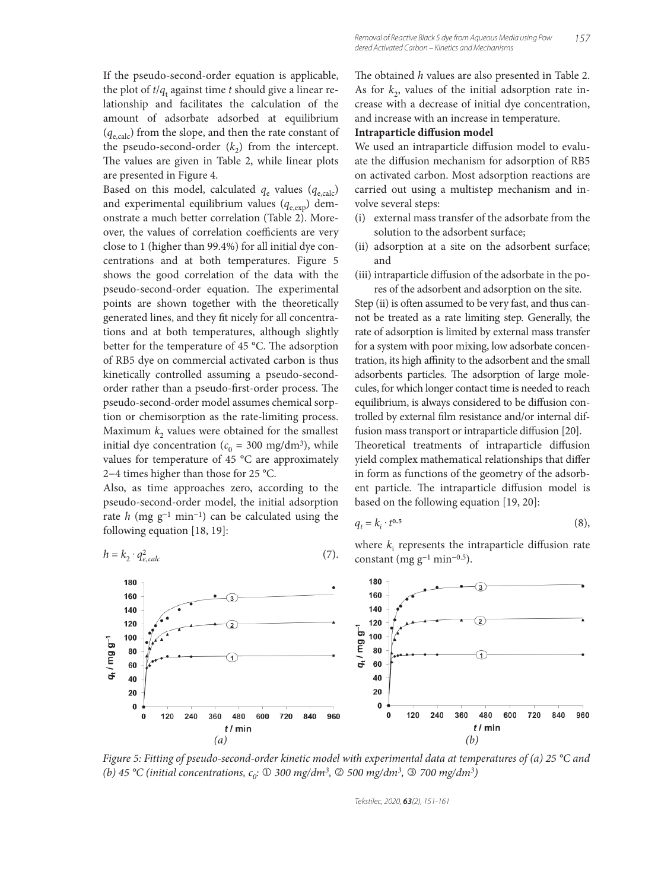If the pseudo-second-order equation is applicable, the plot of $t/q_t$ against time $t$ should give a linear relationship and facilitates the calculation of the amount of adsorbate adsorbed at equilibrium ($q_{e,calc}$) from the slope, and then the rate constant of the pseudo-second-order ($k_2$) from the intercept. The values are given in Table 2, while linear plots are presented in Figure 4.

Based on this model, calculated $q_e$ values ($q_{e,calc}$) and experimental equilibrium values ($q_{e,exp}$) demonstrate a much better correlation (Table 2). Moreover, the values of correlation coefficients are very close to 1 (higher than 99.4%) for all initial dye concentrations and at both temperatures. Figure 5 shows the good correlation of the data with the pseudo-second-order equation. The experimental points are shown together with the theoretically generated lines, and they fit nicely for all concentrations and at both temperatures, although slightly better for the temperature of 45 °C. The adsorption of RB5 dye on commercial activated carbon is thus kinetically controlled assuming a pseudo-second-order rather than a pseudo-first-order process. The pseudo-second-order model assumes chemical sorption or chemisorption as the rate-limiting process. Maximum $k_2$ values were obtained for the smallest initial dye concentration ($c_0$ = 300 mg/dm$^3$), while values for temperature of 45 °C are approximately 2–4 times higher than those for 25 °C.

Also, as time approaches zero, according to the pseudo-second-order model, the initial adsorption rate $h$ (mg g$^{-1}$ min$^{-1}$) can be calculated using the following equation [18, 19]:

$$h = k_2 \cdot q_{e,calc}^2 \tag{7}$$

The obtained $h$ values are also presented in Table 2. As for $k_2$, values of the initial adsorption rate increase with a decrease of initial dye concentration, and increase with an increase in temperature.

**Intraparticle diffusion model**

We used an intraparticle diffusion model to evaluate the diffusion mechanism for adsorption of RB5 on activated carbon. Most adsorption reactions are carried out using a multistep mechanism and involve several steps:

(i) external mass transfer of the adsorbate from the solution to the adsorbent surface;
(ii) adsorption at a site on the adsorbent surface; and
(iii) intraparticle diffusion of the adsorbate in the pores of the adsorbent and adsorption on the site.

Step (ii) is often assumed to be very fast, and thus cannot be treated as a rate limiting step. Generally, the rate of adsorption is limited by external mass transfer for a system with poor mixing, low adsorbate concentration, its high affinity to the adsorbent and the small adsorbents particles. The adsorption of large molecules, for which longer contact time is needed to reach equilibrium, is always considered to be diffusion controlled by external film resistance and/or internal diffusion mass transport or intraparticle diffusion [20].

Theoretical treatments of intraparticle diffusion yield complex mathematical relationships that differ in form as functions of the geometry of the adsorbent particle. The intraparticle diffusion model is based on the following equation [19, 20]:

$$q_t = k_i \cdot t^{0.5} \tag{8}$$

where $k_i$ represents the intraparticle diffusion rate constant (mg g$^{-1}$ min$^{-0.5}$).

Figure 5: Fitting of pseudo-second-order kinetic model with experimental data at temperatures of (a) 25 °C and (b) 45 °C (initial concentrations, $c_0$: ① 300 mg/dm$^3$, ② 500 mg/dm$^3$, ③ 700 mg/dm$^3$)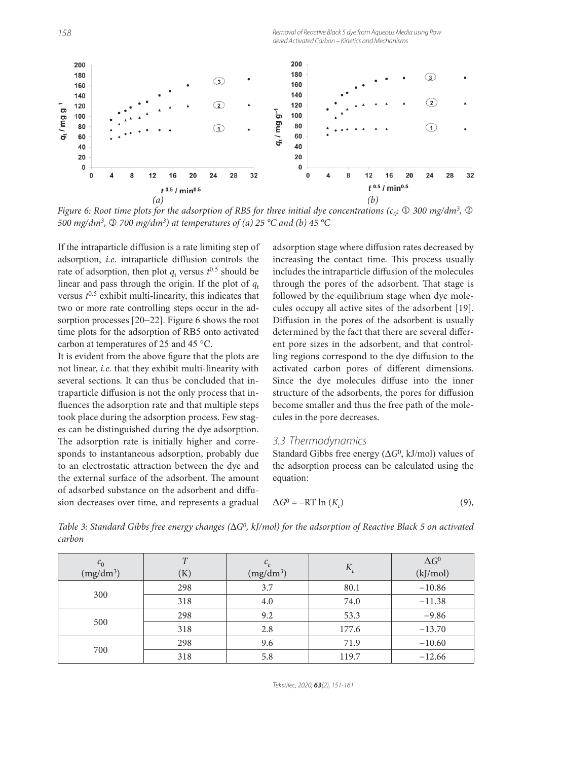*Figure 6: Root time plots for the adsorption of RB5 for three initial dye concentrations ($c_0$: ① 300 mg/dm$^3$, ② 500 mg/dm$^3$, ③ 700 mg/dm$^3$) at temperatures of (a) 25 °C and (b) 45 °C*

If the intraparticle diffusion is a rate limiting step of adsorption, *i.e.* intraparticle diffusion controls the rate of adsorption, then plot $q_t$ versus $t^{0.5}$ should be linear and pass through the origin. If the plot of $q_t$ versus $t^{0.5}$ exhibit multi-linearity, this indicates that two or more rate controlling steps occur in the adsorption processes [20–22]. Figure 6 shows the root time plots for the adsorption of RB5 onto activated carbon at temperatures of 25 and 45 °C.

It is evident from the above figure that the plots are not linear, *i.e.* that they exhibit multi-linearity with several sections. It can thus be concluded that intraparticle diffusion is not the only process that influences the adsorption rate and that multiple steps took place during the adsorption process. Few stages can be distinguished during the dye adsorption. The adsorption rate is initially higher and corresponds to instantaneous adsorption, probably due to an electrostatic attraction between the dye and the external surface of the adsorbent. The amount of adsorbed substance on the adsorbent and diffusion decreases over time, and represents a gradual adsorption stage where diffusion rates decreased by increasing the contact time. This process usually includes the intraparticle diffusion of the molecules through the pores of the adsorbent. That stage is followed by the equilibrium stage when dye molecules occupy all active sites of the adsorbent [19]. Diffusion in the pores of the adsorbent is usually determined by the fact that there are several different pore sizes in the adsorbent, and that controlling regions correspond to the dye diffusion to the activated carbon pores of different dimensions. Since the dye molecules diffuse into the inner structure of the adsorbents, the pores for diffusion become smaller and thus the free path of the molecules in the pore decreases.

### 3.3 Thermodynamics

Standard Gibbs free energy ($\Delta G^0$, kJ/mol) values of the adsorption process can be calculated using the equation:

$$\Delta G^0 = -RT \ln (K_c) \tag{9}$$

*Table 3: Standard Gibbs free energy changes ($\Delta G^0$, kJ/mol) for the adsorption of Reactive Black 5 on activated carbon*

| $c_0$ (mg/dm$^3$) | $T$ (K) | $c_e$ (mg/dm$^3$) | $K_c$ | $\Delta G^0$ (kJ/mol) |
|---|---|---|---|---|
| 300 | 298 | 3.7 | 80.1 | −10.86 |
| | 318 | 4.0 | 74.0 | −11.38 |
| 500 | 298 | 9.2 | 53.3 | −9.86 |
| | 318 | 2.8 | 177.6 | −13.70 |
| 700 | 298 | 9.6 | 71.9 | −10.60 |
| | 318 | 5.8 | 119.7 | −12.66 |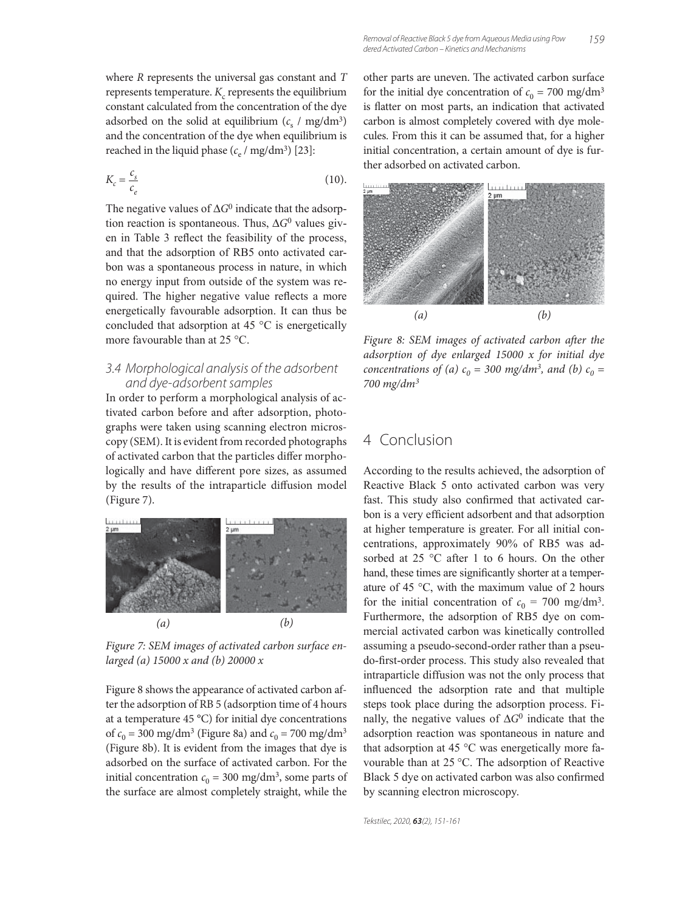where $R$ represents the universal gas constant and $T$ represents temperature. $K_c$ represents the equilibrium constant calculated from the concentration of the dye adsorbed on the solid at equilibrium ($c_s$ / mg/dm$^3$) and the concentration of the dye when equilibrium is reached in the liquid phase ($c_e$ / mg/dm$^3$) [23]:

$$K_c = \frac{c_s}{c_e} \tag{10}$$

The negative values of $\Delta G^0$ indicate that the adsorption reaction is spontaneous. Thus, $\Delta G^0$ values given in Table 3 reflect the feasibility of the process, and that the adsorption of RB5 onto activated carbon was a spontaneous process in nature, in which no energy input from outside of the system was required. The higher negative value reflects a more energetically favourable adsorption. It can thus be concluded that adsorption at 45 °C is energetically more favourable than at 25 °C.

### 3.4 Morphological analysis of the adsorbent and dye-adsorbent samples

In order to perform a morphological analysis of activated carbon before and after adsorption, photographs were taken using scanning electron microscopy (SEM). It is evident from recorded photographs of activated carbon that the particles differ morphologically and have different pore sizes, as assumed by the results of the intraparticle diffusion model (Figure 7).

*Figure 7: SEM images of activated carbon surface enlarged (a) 15000 x and (b) 20000 x*

Figure 8 shows the appearance of activated carbon after the adsorption of RB 5 (adsorption time of 4 hours at a temperature 45 °C) for initial dye concentrations of $c_0$ = 300 mg/dm$^3$ (Figure 8a) and $c_0$ = 700 mg/dm$^3$ (Figure 8b). It is evident from the images that dye is adsorbed on the surface of activated carbon. For the initial concentration $c_0$ = 300 mg/dm$^3$, some parts of the surface are almost completely straight, while the other parts are uneven. The activated carbon surface for the initial dye concentration of $c_0$ = 700 mg/dm$^3$ is flatter on most parts, an indication that activated carbon is almost completely covered with dye molecules. From this it can be assumed that, for a higher initial concentration, a certain amount of dye is further adsorbed on activated carbon.

*Figure 8: SEM images of activated carbon after the adsorption of dye enlarged 15000 x for initial dye concentrations of (a) $c_0$ = 300 mg/dm$^3$, and (b) $c_0$ = 700 mg/dm$^3$*

## 4 Conclusion

According to the results achieved, the adsorption of Reactive Black 5 onto activated carbon was very fast. This study also confirmed that activated carbon is a very efficient adsorbent and that adsorption at higher temperature is greater. For all initial concentrations, approximately 90% of RB5 was adsorbed at 25 °C after 1 to 6 hours. On the other hand, these times are significantly shorter at a temperature of 45 °C, with the maximum value of 2 hours for the initial concentration of $c_0$ = 700 mg/dm$^3$. Furthermore, the adsorption of RB5 dye on commercial activated carbon was kinetically controlled assuming a pseudo-second-order rather than a pseudo-first-order process. This study also revealed that intraparticle diffusion was not the only process that influenced the adsorption rate and that multiple steps took place during the adsorption process. Finally, the negative values of $\Delta G^0$ indicate that the adsorption reaction was spontaneous in nature and that adsorption at 45 °C was energetically more favourable than at 25 °C. The adsorption of Reactive Black 5 dye on activated carbon was also confirmed by scanning electron microscopy.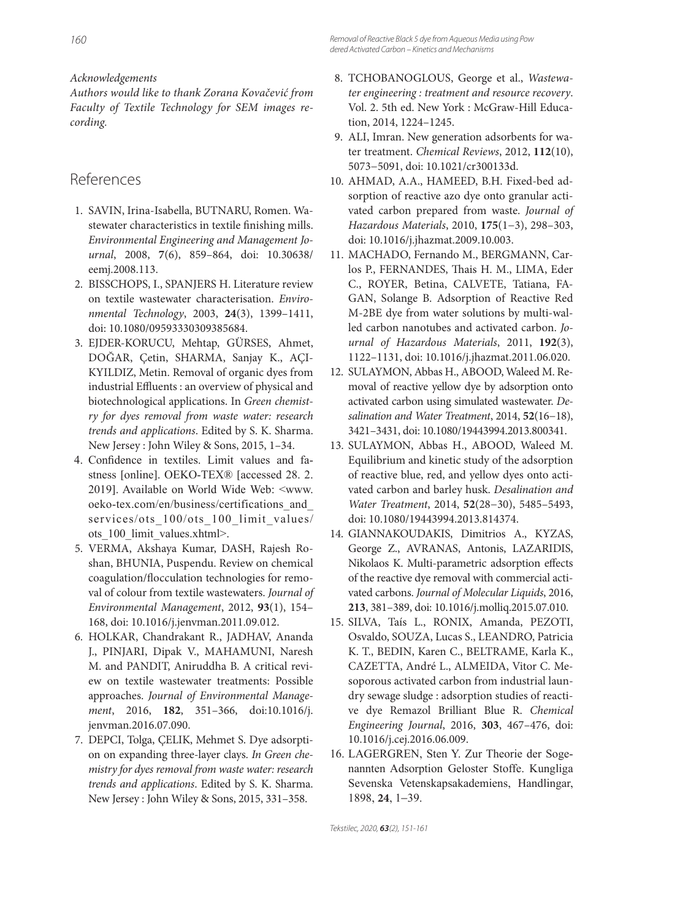*Acknowledgements*

*Authors would like to thank Zorana Kovačević from Faculty of Textile Technology for SEM images recording.*

## References

1. SAVIN, Irina-Isabella, BUTNARU, Romen. Wastewater characteristics in textile finishing mills. *Environmental Engineering and Management Journal*, 2008, **7**(6), 859–864, doi: 10.30638/eemj.2008.113.
2. BISSCHOPS, I., SPANJERS H. Literature review on textile wastewater characterisation. *Environmental Technology*, 2003, **24**(3), 1399–1411, doi: 10.1080/09593330309385684.
3. EJDER-KORUCU, Mehtap, GÜRSES, Ahmet, DOĞAR, Çetin, SHARMA, Sanjay K., AÇIKYILDIZ, Metin. Removal of organic dyes from industrial Effluents : an overview of physical and biotechnological applications. In *Green chemistry for dyes removal from waste water: research trends and applications*. Edited by S. K. Sharma. New Jersey : John Wiley & Sons, 2015, 1–34.
4. Confidence in textiles. Limit values and fastness [online]. OEKO-TEX® [accessed 28. 2. 2019]. Available on World Wide Web: <www.oeko-tex.com/en/business/certifications_and_services/ots_100/ots_100_limit_values/ots_100_limit_values.xhtml>.
5. VERMA, Akshaya Kumar, DASH, Rajesh Roshan, BHUNIA, Puspendu. Review on chemical coagulation/flocculation technologies for removal of colour from textile wastewaters. *Journal of Environmental Management*, 2012, **93**(1), 154–168, doi: 10.1016/j.jenvman.2011.09.012.
6. HOLKAR, Chandrakant R., JADHAV, Ananda J., PINJARI, Dipak V., MAHAMUNI, Naresh M. and PANDIT, Aniruddha B. A critical review on textile wastewater treatments: Possible approaches. *Journal of Environmental Management*, 2016, **182**, 351–366, doi:10.1016/j.jenvman.2016.07.090.
7. DEPCI, Tolga, ÇELIK, Mehmet S. Dye adsorption on expanding three-layer clays. *In Green chemistry for dyes removal from waste water: research trends and applications*. Edited by S. K. Sharma. New Jersey : John Wiley & Sons, 2015, 331–358.
8. TCHOBANOGLOUS, George et al., *Wastewater engineering : treatment and resource recovery*. Vol. 2. 5th ed. New York : McGraw-Hill Education, 2014, 1224–1245.
9. ALI, Imran. New generation adsorbents for water treatment. *Chemical Reviews*, 2012, **112**(10), 5073–5091, doi: 10.1021/cr300133d.
10. AHMAD, A.A., HAMEED, B.H. Fixed-bed adsorption of reactive azo dye onto granular activated carbon prepared from waste. *Journal of Hazardous Materials*, 2010, **175**(1–3), 298–303, doi: 10.1016/j.jhazmat.2009.10.003.
11. MACHADO, Fernando M., BERGMANN, Carlos P., FERNANDES, Thais H. M., LIMA, Eder C., ROYER, Betina, CALVETE, Tatiana, FAGAN, Solange B. Adsorption of Reactive Red M-2BE dye from water solutions by multi-walled carbon nanotubes and activated carbon. *Journal of Hazardous Materials*, 2011, **192**(3), 1122–1131, doi: 10.1016/j.jhazmat.2011.06.020.
12. SULAYMON, Abbas H., ABOOD, Waleed M. Removal of reactive yellow dye by adsorption onto activated carbon using simulated wastewater. *Desalination and Water Treatment*, 2014, **52**(16–18), 3421–3431, doi: 10.1080/19443994.2013.800341.
13. SULAYMON, Abbas H., ABOOD, Waleed M. Equilibrium and kinetic study of the adsorption of reactive blue, red, and yellow dyes onto activated carbon and barley husk. *Desalination and Water Treatment*, 2014, **52**(28–30), 5485–5493, doi: 10.1080/19443994.2013.814374.
14. GIANNAKOUDAKIS, Dimitrios A., KYZAS, George Z., AVRANAS, Antonis, LAZARIDIS, Nikolaos K. Multi-parametric adsorption effects of the reactive dye removal with commercial activated carbons. *Journal of Molecular Liquids*, 2016, **213**, 381–389, doi: 10.1016/j.molliq.2015.07.010.
15. SILVA, Taís L., RONIX, Amanda, PEZOTI, Osvaldo, SOUZA, Lucas S., LEANDRO, Patricia K. T., BEDIN, Karen C., BELTRAME, Karla K., CAZETTA, André L., ALMEIDA, Vitor C. Mesoporous activated carbon from industrial laundry sewage sludge : adsorption studies of reactive dye Remazol Brilliant Blue R. *Chemical Engineering Journal*, 2016, **303**, 467–476, doi: 10.1016/j.cej.2016.06.009.
16. LAGERGREN, Sten Y. Zur Theorie der Sogenannten Adsorption Geloster Stoffe. Kungliga Sevenska Vetenskapsakademiens, Handlingar, 1898, **24**, 1–39.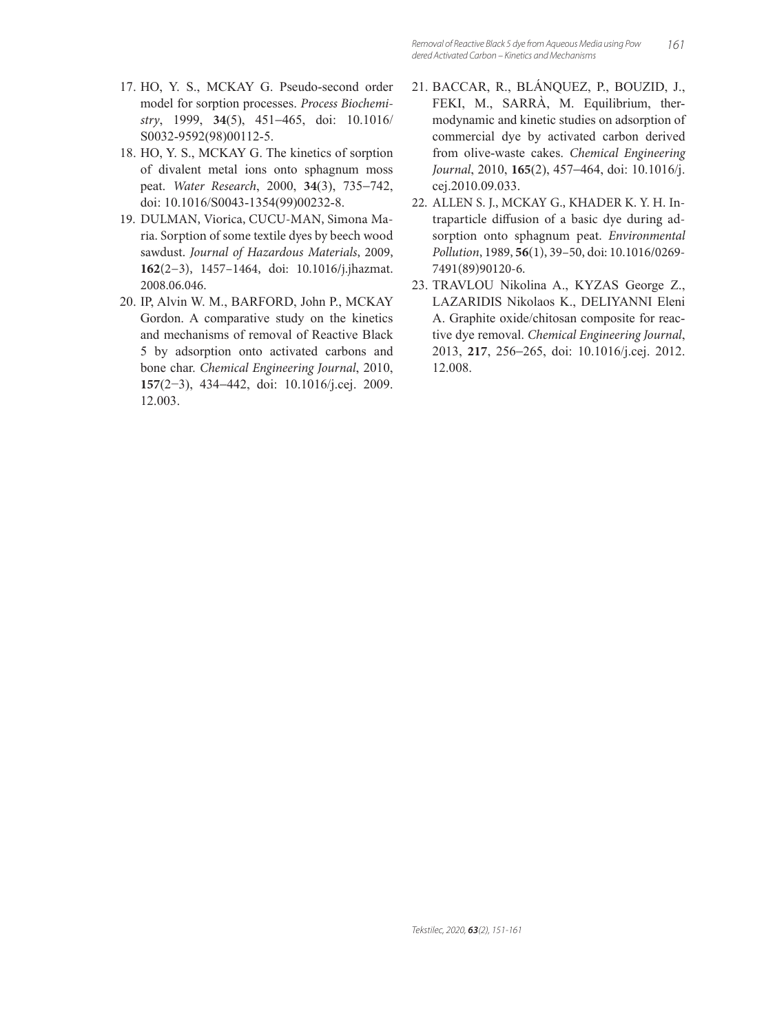17. HO, Y. S., MCKAY G. Pseudo-second order model for sorption processes. *Process Biochemistry*, 1999, **34**(5), 451–465, doi: 10.1016/S0032-9592(98)00112-5.
18. HO, Y. S., MCKAY G. The kinetics of sorption of divalent metal ions onto sphagnum moss peat. *Water Research*, 2000, **34**(3), 735–742, doi: 10.1016/S0043-1354(99)00232-8.
19. DULMAN, Viorica, CUCU-MAN, Simona Maria. Sorption of some textile dyes by beech wood sawdust. *Journal of Hazardous Materials*, 2009, **162**(2–3), 1457–1464, doi: 10.1016/j.jhazmat.2008.06.046.
20. IP, Alvin W. M., BARFORD, John P., MCKAY Gordon. A comparative study on the kinetics and mechanisms of removal of Reactive Black 5 by adsorption onto activated carbons and bone char. *Chemical Engineering Journal*, 2010, **157**(2–3), 434–442, doi: 10.1016/j.cej. 2009. 12.003.
21. BACCAR, R., BLÁNQUEZ, P., BOUZID, J., FEKI, M., SARRÀ, M. Equilibrium, thermodynamic and kinetic studies on adsorption of commercial dye by activated carbon derived from olive-waste cakes. *Chemical Engineering Journal*, 2010, **165**(2), 457–464, doi: 10.1016/j.cej.2010.09.033.
22. ALLEN S. J., MCKAY G., KHADER K. Y. H. Intraparticle diffusion of a basic dye during adsorption onto sphagnum peat. *Environmental Pollution*, 1989, **56**(1), 39–50, doi: 10.1016/0269-7491(89)90120-6.
23. TRAVLOU Nikolina A., KYZAS George Z., LAZARIDIS Nikolaos K., DELIYANNI Eleni A. Graphite oxide/chitosan composite for reactive dye removal. *Chemical Engineering Journal*, 2013, **217**, 256–265, doi: 10.1016/j.cej. 2012. 12.008.